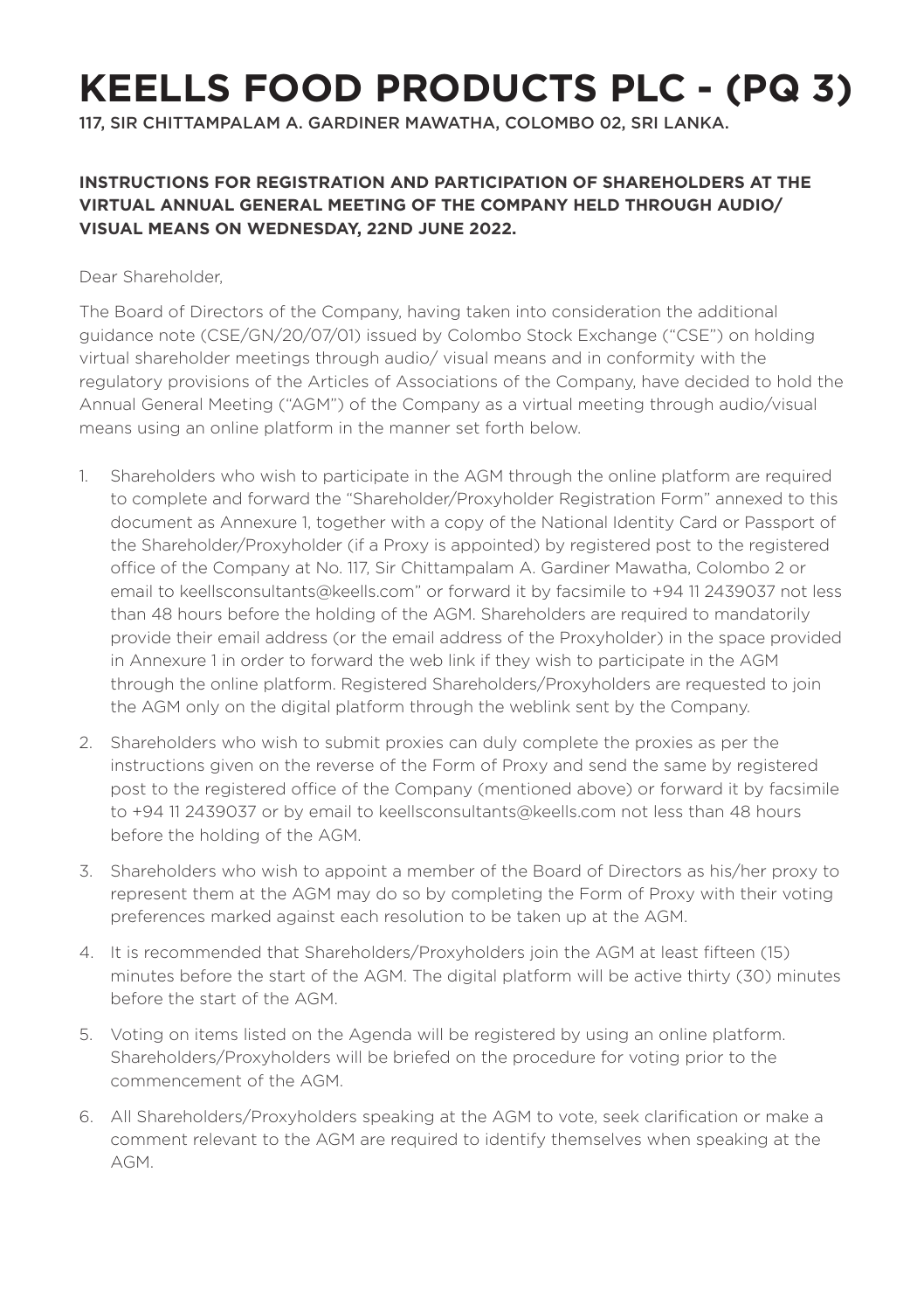# KEELLS FOOD PRODUCTS PLC - (PQ 3)

117, SIR CHITTAMPALAM A. GARDINER MAWATHA, COLOMBO 02, SRI LANKA.

**INSTRUCTIONS FOR REGISTRATION AND PARTICIPATION OF SHAREHOLDERS AT THE VIRTUAL ANNUAL GENERAL MEETING OF THE COMPANY HELD THROUGH AUDIO/ VISUAL MEANS ON WEDNESDAY, 22ND JUNE 2022.**

Dear Shareholder,

The Board of Directors of the Company, having taken into consideration the additional guidance note (CSE/GN/20/07/01) issued by Colombo Stock Exchange ("CSE") on holding virtual shareholder meetings through audio/ visual means and in conformity with the regulatory provisions of the Articles of Associations of the Company, have decided to hold the Annual General Meeting ("AGM") of the Company as a virtual meeting through audio/visual means using an online platform in the manner set forth below.

1. Shareholders who wish to participate in the AGM through the online platform are required to complete and forward the "Shareholder/Proxyholder Registration Form" annexed to this document as Annexure 1, together with a copy of the National Identity Card or Passport of the Shareholder/Proxyholder (if a Proxy is appointed) by registered post to the registered office of the Company at No. 117, Sir Chittampalam A. Gardiner Mawatha, Colombo 2 or email to keellsconsultants@keells.com" or forward it by facsimile to +94 11 2439037 not less than 48 hours before the holding of the AGM. Shareholders are required to mandatorily provide their email address (or the email address of the Proxyholder) in the space provided in Annexure 1 in order to forward the web link if they wish to participate in the AGM through the online platform. Registered Shareholders/Proxyholders are requested to join the AGM only on the digital platform through the weblink sent by the Company.
2. Shareholders who wish to submit proxies can duly complete the proxies as per the instructions given on the reverse of the Form of Proxy and send the same by registered post to the registered office of the Company (mentioned above) or forward it by facsimile to +94 11 2439037 or by email to keellsconsultants@keells.com not less than 48 hours before the holding of the AGM.
3. Shareholders who wish to appoint a member of the Board of Directors as his/her proxy to represent them at the AGM may do so by completing the Form of Proxy with their voting preferences marked against each resolution to be taken up at the AGM.
4. It is recommended that Shareholders/Proxyholders join the AGM at least fifteen (15) minutes before the start of the AGM. The digital platform will be active thirty (30) minutes before the start of the AGM.
5. Voting on items listed on the Agenda will be registered by using an online platform. Shareholders/Proxyholders will be briefed on the procedure for voting prior to the commencement of the AGM.
6. All Shareholders/Proxyholders speaking at the AGM to vote, seek clarification or make a comment relevant to the AGM are required to identify themselves when speaking at the AGM.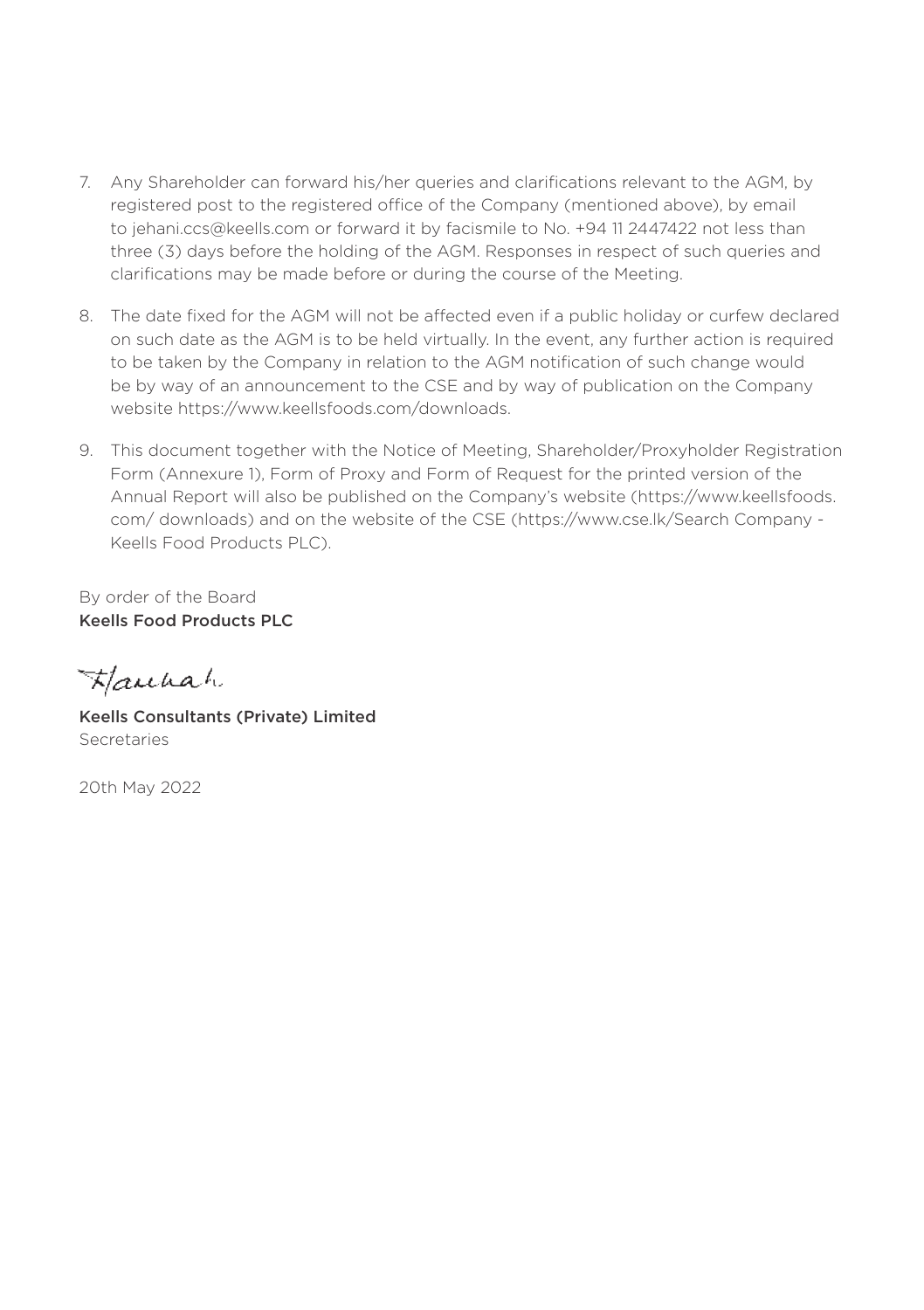7. Any Shareholder can forward his/her queries and clarifications relevant to the AGM, by registered post to the registered office of the Company (mentioned above), by email to jehani.ccs@keells.com or forward it by facismile to No. +94 11 2447422 not less than three (3) days before the holding of the AGM. Responses in respect of such queries and clarifications may be made before or during the course of the Meeting.

8. The date fixed for the AGM will not be affected even if a public holiday or curfew declared on such date as the AGM is to be held virtually. In the event, any further action is required to be taken by the Company in relation to the AGM notification of such change would be by way of an announcement to the CSE and by way of publication on the Company website https://www.keellsfoods.com/downloads.

9. This document together with the Notice of Meeting, Shareholder/Proxyholder Registration Form (Annexure 1), Form of Proxy and Form of Request for the printed version of the Annual Report will also be published on the Company's website (https://www.keellsfoods.com/ downloads) and on the website of the CSE (https://www.cse.lk/Search Company - Keells Food Products PLC).

By order of the Board
**Keells Food Products PLC**

**Keells Consultants (Private) Limited**
Secretaries

20th May 2022